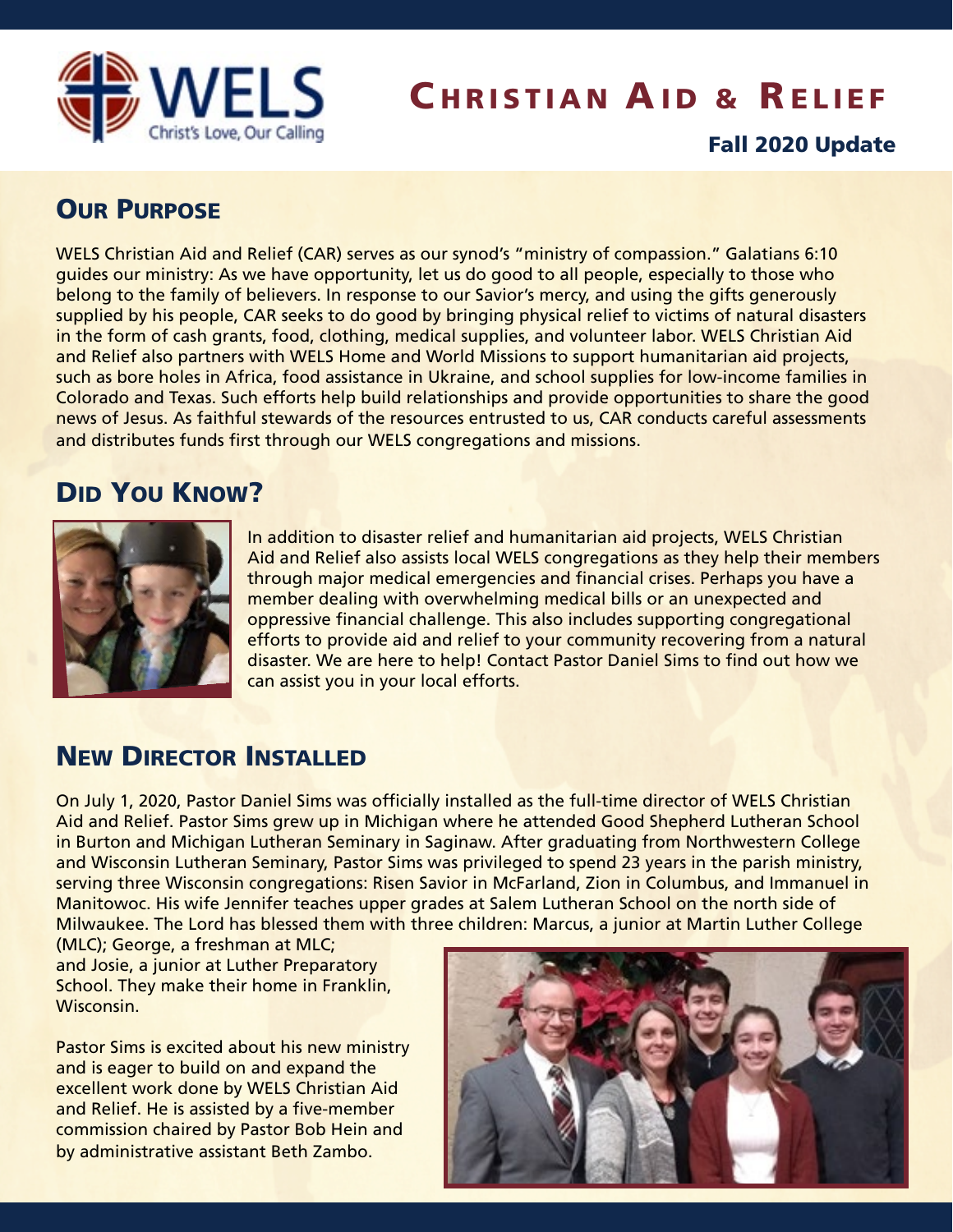# Christian Aid & Relief

**Fall 2020 Update**

## Our Purpose

WELS Christian Aid and Relief (CAR) serves as our synod's "ministry of compassion." Galatians 6:10 guides our ministry: As we have opportunity, let us do good to all people, especially to those who belong to the family of believers. In response to our Savior's mercy, and using the gifts generously supplied by his people, CAR seeks to do good by bringing physical relief to victims of natural disasters in the form of cash grants, food, clothing, medical supplies, and volunteer labor. WELS Christian Aid and Relief also partners with WELS Home and World Missions to support humanitarian aid projects, such as bore holes in Africa, food assistance in Ukraine, and school supplies for low-income families in Colorado and Texas. Such efforts help build relationships and provide opportunities to share the good news of Jesus. As faithful stewards of the resources entrusted to us, CAR conducts careful assessments and distributes funds first through our WELS congregations and missions.

## Did You Know?

In addition to disaster relief and humanitarian aid projects, WELS Christian Aid and Relief also assists local WELS congregations as they help their members through major medical emergencies and financial crises. Perhaps you have a member dealing with overwhelming medical bills or an unexpected and oppressive financial challenge. This also includes supporting congregational efforts to provide aid and relief to your community recovering from a natural disaster. We are here to help! Contact Pastor Daniel Sims to find out how we can assist you in your local efforts.

## New Director Installed

On July 1, 2020, Pastor Daniel Sims was officially installed as the full-time director of WELS Christian Aid and Relief. Pastor Sims grew up in Michigan where he attended Good Shepherd Lutheran School in Burton and Michigan Lutheran Seminary in Saginaw. After graduating from Northwestern College and Wisconsin Lutheran Seminary, Pastor Sims was privileged to spend 23 years in the parish ministry, serving three Wisconsin congregations: Risen Savior in McFarland, Zion in Columbus, and Immanuel in Manitowoc. His wife Jennifer teaches upper grades at Salem Lutheran School on the north side of Milwaukee. The Lord has blessed them with three children: Marcus, a junior at Martin Luther College (MLC); George, a freshman at MLC; and Josie, a junior at Luther Preparatory School. They make their home in Franklin, Wisconsin.

Pastor Sims is excited about his new ministry and is eager to build on and expand the excellent work done by WELS Christian Aid and Relief. He is assisted by a five-member commission chaired by Pastor Bob Hein and by administrative assistant Beth Zambo.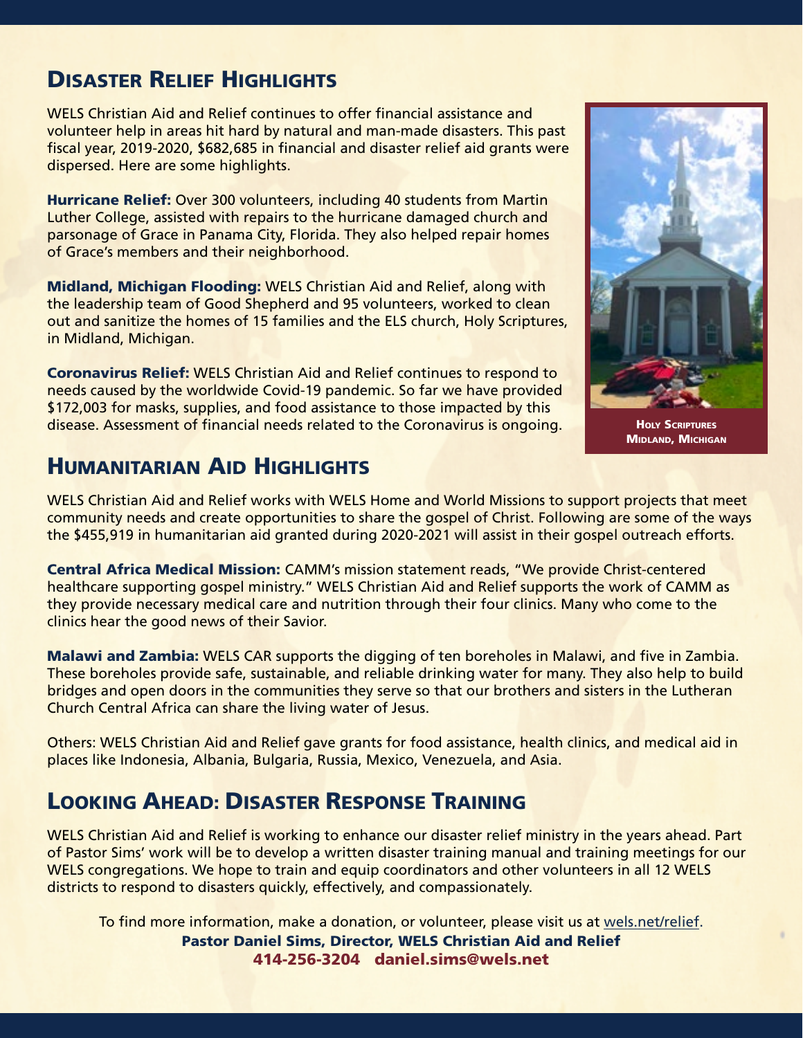## Disaster Relief Highlights

WELS Christian Aid and Relief continues to offer financial assistance and volunteer help in areas hit hard by natural and man-made disasters. This past fiscal year, 2019-2020, $682,685 in financial and disaster relief aid grants were dispersed. Here are some highlights.

**Hurricane Relief:** Over 300 volunteers, including 40 students from Martin Luther College, assisted with repairs to the hurricane damaged church and parsonage of Grace in Panama City, Florida. They also helped repair homes of Grace's members and their neighborhood.

**Midland, Michigan Flooding:** WELS Christian Aid and Relief, along with the leadership team of Good Shepherd and 95 volunteers, worked to clean out and sanitize the homes of 15 families and the ELS church, Holy Scriptures, in Midland, Michigan.

**Coronavirus Relief:** WELS Christian Aid and Relief continues to respond to needs caused by the worldwide Covid-19 pandemic. So far we have provided $172,003 for masks, supplies, and food assistance to those impacted by this disease. Assessment of financial needs related to the Coronavirus is ongoing.

Holy Scriptures
Midland, Michigan

## Humanitarian Aid Highlights

WELS Christian Aid and Relief works with WELS Home and World Missions to support projects that meet community needs and create opportunities to share the gospel of Christ. Following are some of the ways the $455,919 in humanitarian aid granted during 2020-2021 will assist in their gospel outreach efforts.

**Central Africa Medical Mission:** CAMM's mission statement reads, "We provide Christ-centered healthcare supporting gospel ministry." WELS Christian Aid and Relief supports the work of CAMM as they provide necessary medical care and nutrition through their four clinics. Many who come to the clinics hear the good news of their Savior.

**Malawi and Zambia:** WELS CAR supports the digging of ten boreholes in Malawi, and five in Zambia. These boreholes provide safe, sustainable, and reliable drinking water for many. They also help to build bridges and open doors in the communities they serve so that our brothers and sisters in the Lutheran Church Central Africa can share the living water of Jesus.

Others: WELS Christian Aid and Relief gave grants for food assistance, health clinics, and medical aid in places like Indonesia, Albania, Bulgaria, Russia, Mexico, Venezuela, and Asia.

## Looking Ahead: Disaster Response Training

WELS Christian Aid and Relief is working to enhance our disaster relief ministry in the years ahead. Part of Pastor Sims' work will be to develop a written disaster training manual and training meetings for our WELS congregations. We hope to train and equip coordinators and other volunteers in all 12 WELS districts to respond to disasters quickly, effectively, and compassionately.

To find more information, make a donation, or volunteer, please visit us at wels.net/relief.

**Pastor Daniel Sims, Director, WELS Christian Aid and Relief**

**414-256-3204 daniel.sims@wels.net**